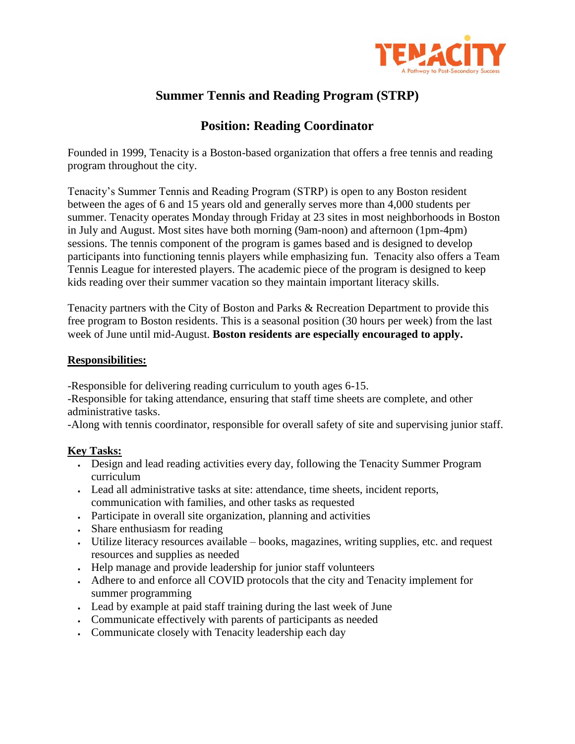TENACITY
A Pathway to Post-Secondary Success

# Summer Tennis and Reading Program (STRP)

## Position: Reading Coordinator

Founded in 1999, Tenacity is a Boston-based organization that offers a free tennis and reading program throughout the city.

Tenacity's Summer Tennis and Reading Program (STRP) is open to any Boston resident between the ages of 6 and 15 years old and generally serves more than 4,000 students per summer. Tenacity operates Monday through Friday at 23 sites in most neighborhoods in Boston in July and August. Most sites have both morning (9am-noon) and afternoon (1pm-4pm) sessions. The tennis component of the program is games based and is designed to develop participants into functioning tennis players while emphasizing fun. Tenacity also offers a Team Tennis League for interested players. The academic piece of the program is designed to keep kids reading over their summer vacation so they maintain important literacy skills.

Tenacity partners with the City of Boston and Parks & Recreation Department to provide this free program to Boston residents. This is a seasonal position (30 hours per week) from the last week of June until mid-August. **Boston residents are especially encouraged to apply.**

**Responsibilities:**

-Responsible for delivering reading curriculum to youth ages 6-15.
-Responsible for taking attendance, ensuring that staff time sheets are complete, and other administrative tasks.
-Along with tennis coordinator, responsible for overall safety of site and supervising junior staff.

**Key Tasks:**

- Design and lead reading activities every day, following the Tenacity Summer Program curriculum
- Lead all administrative tasks at site: attendance, time sheets, incident reports, communication with families, and other tasks as requested
- Participate in overall site organization, planning and activities
- Share enthusiasm for reading
- Utilize literacy resources available – books, magazines, writing supplies, etc. and request resources and supplies as needed
- Help manage and provide leadership for junior staff volunteers
- Adhere to and enforce all COVID protocols that the city and Tenacity implement for summer programming
- Lead by example at paid staff training during the last week of June
- Communicate effectively with parents of participants as needed
- Communicate closely with Tenacity leadership each day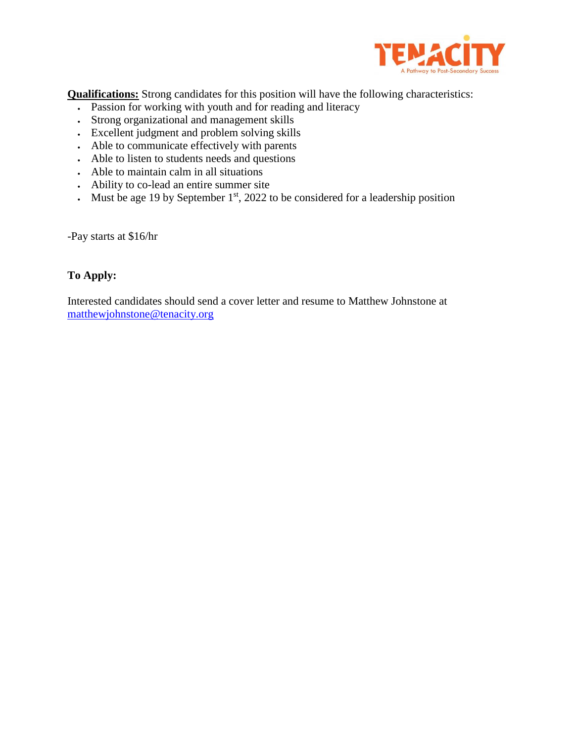**Qualifications:** Strong candidates for this position will have the following characteristics:

- Passion for working with youth and for reading and literacy
- Strong organizational and management skills
- Excellent judgment and problem solving skills
- Able to communicate effectively with parents
- Able to listen to students needs and questions
- Able to maintain calm in all situations
- Ability to co-lead an entire summer site
- Must be age 19 by September 1st, 2022 to be considered for a leadership position

-Pay starts at $16/hr

**To Apply:**

Interested candidates should send a cover letter and resume to Matthew Johnstone at matthewjohnstone@tenacity.org